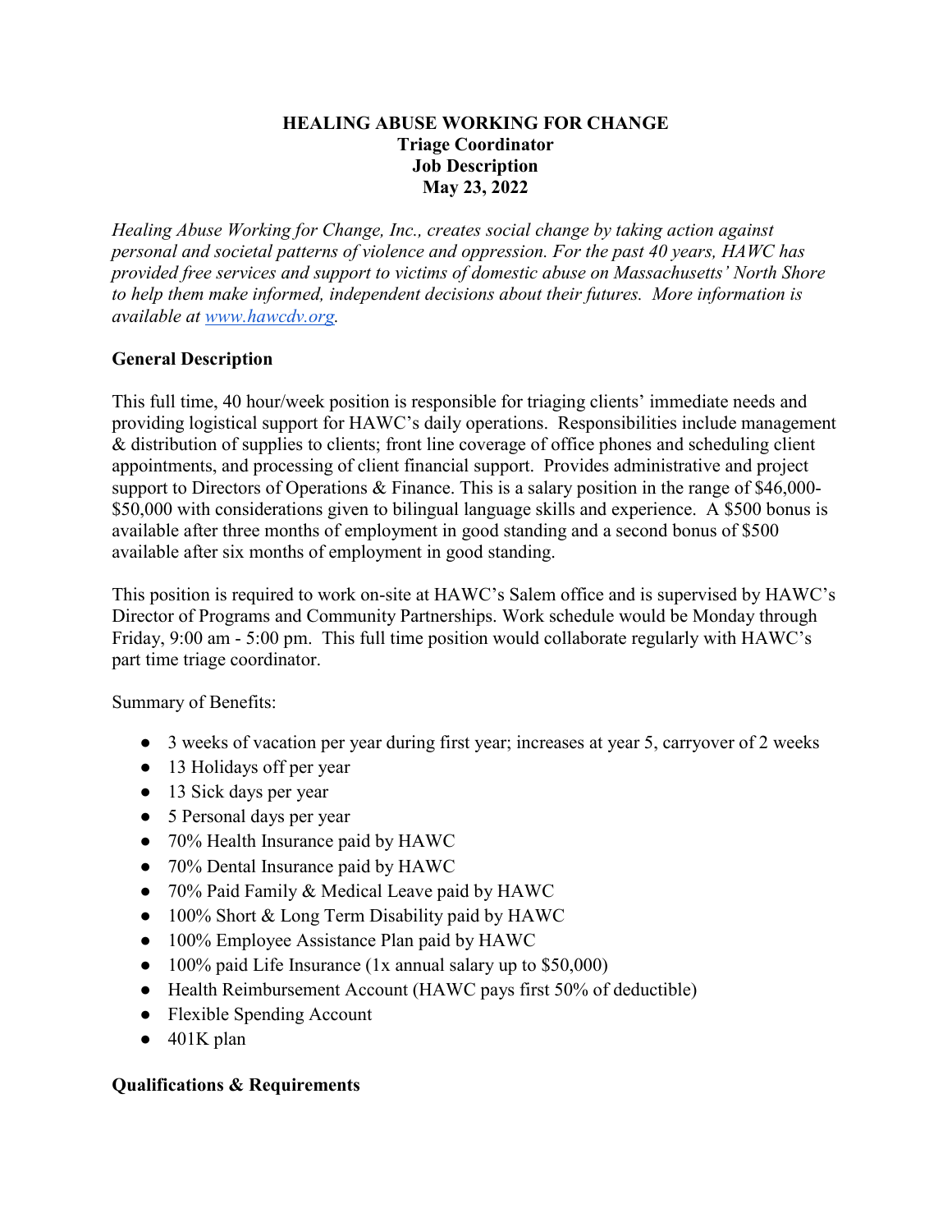# HEALING ABUSE WORKING FOR CHANGE
## Triage Coordinator
## Job Description
## May 23, 2022

*Healing Abuse Working for Change, Inc., creates social change by taking action against personal and societal patterns of violence and oppression. For the past 40 years, HAWC has provided free services and support to victims of domestic abuse on Massachusetts' North Shore to help them make informed, independent decisions about their futures. More information is available at [www.hawcdv.org](http://www.hawcdv.org).*

## General Description

This full time, 40 hour/week position is responsible for triaging clients' immediate needs and providing logistical support for HAWC's daily operations. Responsibilities include management & distribution of supplies to clients; front line coverage of office phones and scheduling client appointments, and processing of client financial support. Provides administrative and project support to Directors of Operations & Finance. This is a salary position in the range of $46,000-$50,000 with considerations given to bilingual language skills and experience. A $500 bonus is available after three months of employment in good standing and a second bonus of $500 available after six months of employment in good standing.

This position is required to work on-site at HAWC's Salem office and is supervised by HAWC's Director of Programs and Community Partnerships. Work schedule would be Monday through Friday, 9:00 am - 5:00 pm. This full time position would collaborate regularly with HAWC's part time triage coordinator.

Summary of Benefits:

- 3 weeks of vacation per year during first year; increases at year 5, carryover of 2 weeks
- 13 Holidays off per year
- 13 Sick days per year
- 5 Personal days per year
- 70% Health Insurance paid by HAWC
- 70% Dental Insurance paid by HAWC
- 70% Paid Family & Medical Leave paid by HAWC
- 100% Short & Long Term Disability paid by HAWC
- 100% Employee Assistance Plan paid by HAWC
- 100% paid Life Insurance (1x annual salary up to $50,000)
- Health Reimbursement Account (HAWC pays first 50% of deductible)
- Flexible Spending Account
- 401K plan

## Qualifications & Requirements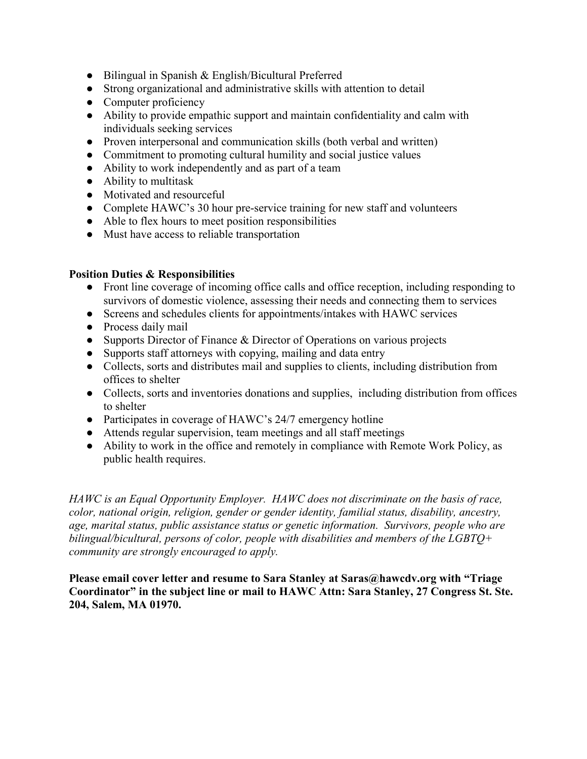- Bilingual in Spanish & English/Bicultural Preferred
- Strong organizational and administrative skills with attention to detail
- Computer proficiency
- Ability to provide empathic support and maintain confidentiality and calm with individuals seeking services
- Proven interpersonal and communication skills (both verbal and written)
- Commitment to promoting cultural humility and social justice values
- Ability to work independently and as part of a team
- Ability to multitask
- Motivated and resourceful
- Complete HAWC's 30 hour pre-service training for new staff and volunteers
- Able to flex hours to meet position responsibilities
- Must have access to reliable transportation

**Position Duties & Responsibilities**

- Front line coverage of incoming office calls and office reception, including responding to survivors of domestic violence, assessing their needs and connecting them to services
- Screens and schedules clients for appointments/intakes with HAWC services
- Process daily mail
- Supports Director of Finance & Director of Operations on various projects
- Supports staff attorneys with copying, mailing and data entry
- Collects, sorts and distributes mail and supplies to clients, including distribution from offices to shelter
- Collects, sorts and inventories donations and supplies, including distribution from offices to shelter
- Participates in coverage of HAWC's 24/7 emergency hotline
- Attends regular supervision, team meetings and all staff meetings
- Ability to work in the office and remotely in compliance with Remote Work Policy, as public health requires.

*HAWC is an Equal Opportunity Employer. HAWC does not discriminate on the basis of race, color, national origin, religion, gender or gender identity, familial status, disability, ancestry, age, marital status, public assistance status or genetic information. Survivors, people who are bilingual/bicultural, persons of color, people with disabilities and members of the LGBTQ+ community are strongly encouraged to apply.*

**Please email cover letter and resume to Sara Stanley at Saras@hawcdv.org with "Triage Coordinator" in the subject line or mail to HAWC Attn: Sara Stanley, 27 Congress St. Ste. 204, Salem, MA 01970.**